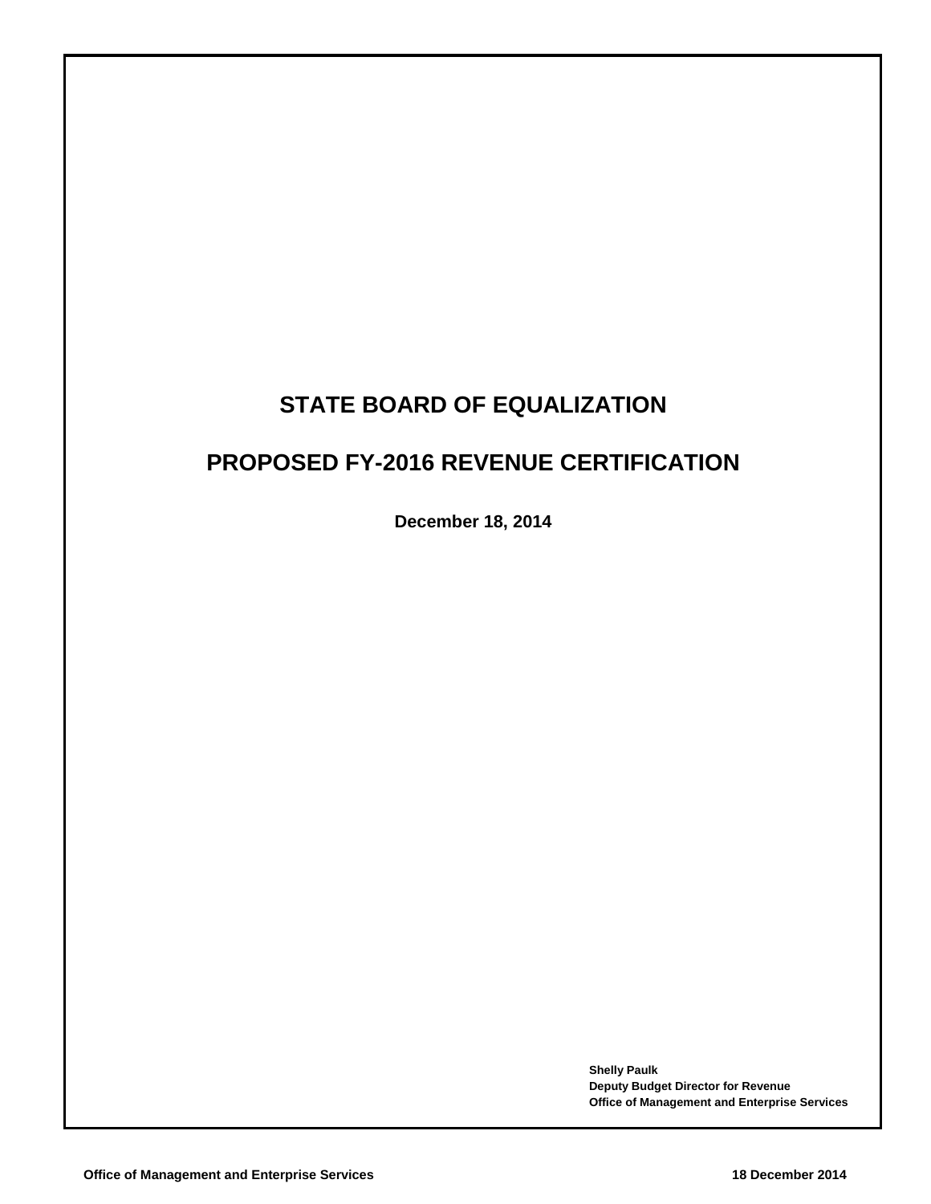# STATE BOARD OF EQUALIZATION

# PROPOSED FY-2016 REVENUE CERTIFICATION

**December 18, 2014**

**Shelly Paulk**
**Deputy Budget Director for Revenue**
**Office of Management and Enterprise Services**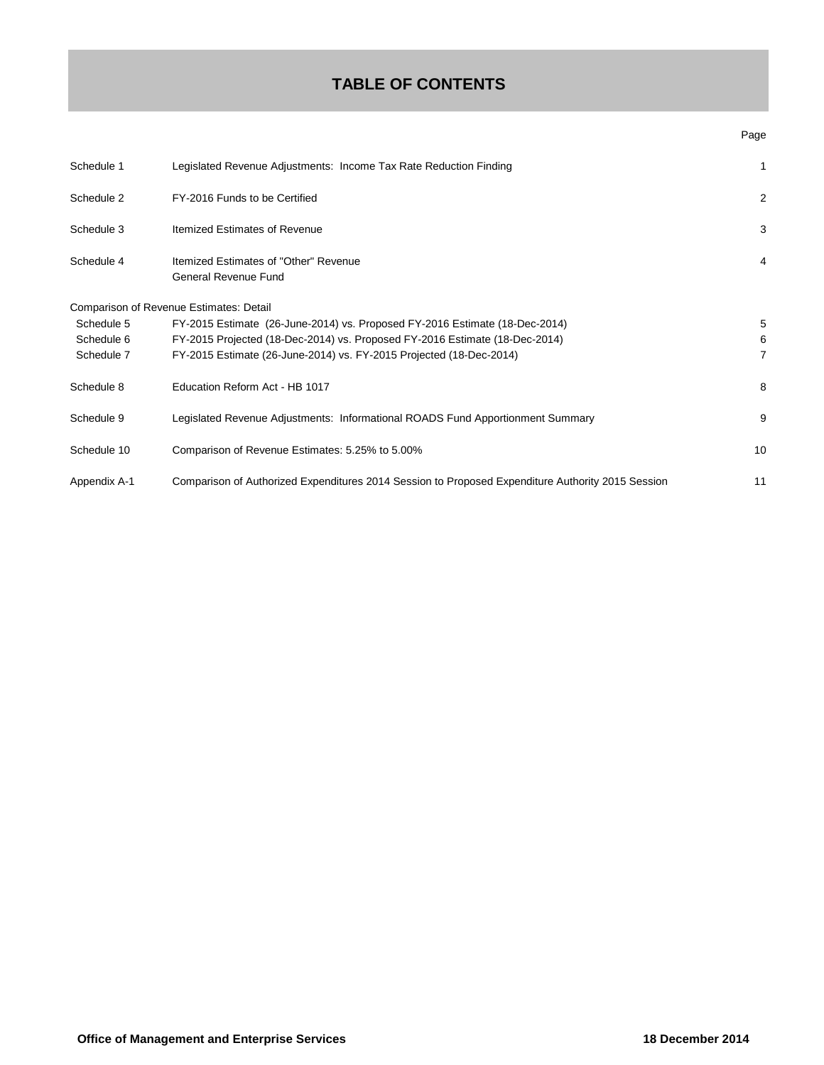# TABLE OF CONTENTS

| | | Page |
|---|---|---|
| Schedule 1 | Legislated Revenue Adjustments: Income Tax Rate Reduction Finding | 1 |
| Schedule 2 | FY-2016 Funds to be Certified | 2 |
| Schedule 3 | Itemized Estimates of Revenue | 3 |
| Schedule 4 | Itemized Estimates of "Other" Revenue<br>General Revenue Fund | 4 |
| Comparison of Revenue Estimates: Detail | | |
| Schedule 5 | FY-2015 Estimate (26-June-2014) vs. Proposed FY-2016 Estimate (18-Dec-2014) | 5 |
| Schedule 6 | FY-2015 Projected (18-Dec-2014) vs. Proposed FY-2016 Estimate (18-Dec-2014) | 6 |
| Schedule 7 | FY-2015 Estimate (26-June-2014) vs. FY-2015 Projected (18-Dec-2014) | 7 |
| Schedule 8 | Education Reform Act - HB 1017 | 8 |
| Schedule 9 | Legislated Revenue Adjustments: Informational ROADS Fund Apportionment Summary | 9 |
| Schedule 10 | Comparison of Revenue Estimates: 5.25% to 5.00% | 10 |
| Appendix A-1 | Comparison of Authorized Expenditures 2014 Session to Proposed Expenditure Authority 2015 Session | 11 |

**Office of Management and Enterprise Services** **18 December 2014**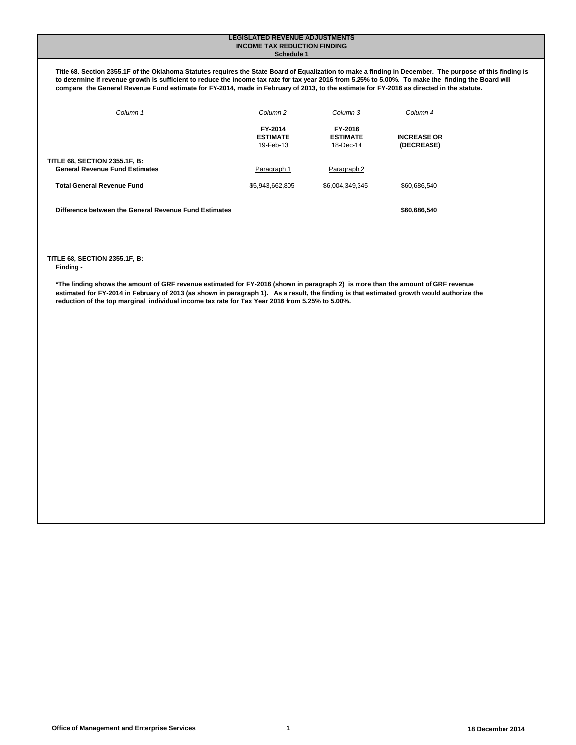# LEGISLATED REVENUE ADJUSTMENTS
## INCOME TAX REDUCTION FINDING
### Schedule 1

**Title 68, Section 2355.1F of the Oklahoma Statutes requires the State Board of Equalization to make a finding in December. The purpose of this finding is to determine if revenue growth is sufficient to reduce the income tax rate for tax year 2016 from 5.25% to 5.00%. To make the finding the Board will compare the General Revenue Fund estimate for FY-2014, made in February of 2013, to the estimate for FY-2016 as directed in the statute.**

| *Column 1* | *Column 2* | *Column 3* | *Column 4* |
|---|---|---|---|
| | **FY-2014 ESTIMATE** 19-Feb-13 | **FY-2016 ESTIMATE** 18-Dec-14 | **INCREASE OR (DECREASE)** |
| **TITLE 68, SECTION 2355.1F, B: General Revenue Fund Estimates** | Paragraph 1 | Paragraph 2 | |
| **Total General Revenue Fund** | $5,943,662,805 | $6,004,349,345 | $60,686,540 |
| **Difference between the General Revenue Fund Estimates** | | | **$60,686,540** |

**TITLE 68, SECTION 2355.1F, B:**
**Finding -**

**\*The finding shows the amount of GRF revenue estimated for FY-2016 (shown in paragraph 2) is more than the amount of GRF revenue estimated for FY-2014 in February of 2013 (as shown in paragraph 1). As a result, the finding is that estimated growth would authorize the reduction of the top marginal individual income tax rate for Tax Year 2016 from 5.25% to 5.00%.**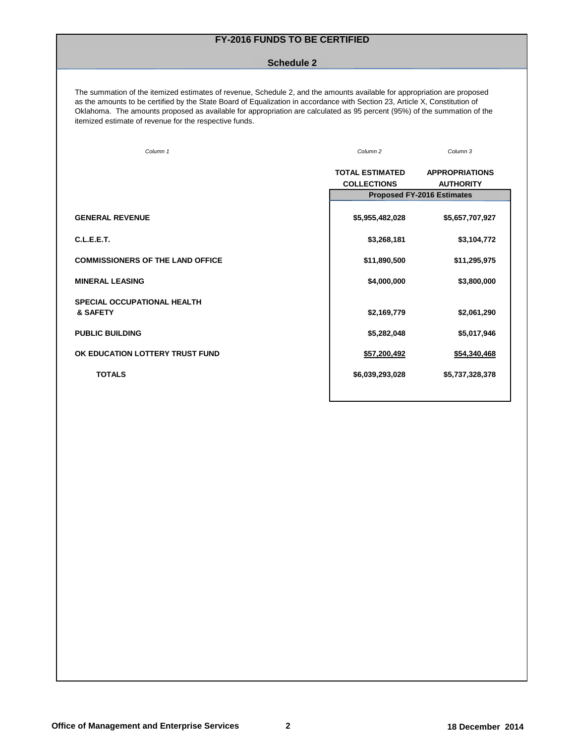# FY-2016 FUNDS TO BE CERTIFIED

## Schedule 2

The summation of the itemized estimates of revenue, Schedule 2, and the amounts available for appropriation are proposed as the amounts to be certified by the State Board of Equalization in accordance with Section 23, Article X, Constitution of Oklahoma. The amounts proposed as available for appropriation are calculated as 95 percent (95%) of the summation of the itemized estimate of revenue for the respective funds.

| *Column 1* | *Column 2* | *Column 3* |
|---|---|---|
| | **TOTAL ESTIMATED COLLECTIONS** | **APPROPRIATIONS AUTHORITY** |
| | **Proposed FY-2016 Estimates** | |
| **GENERAL REVENUE** | **$5,955,482,028** | **$5,657,707,927** |
| **C.L.E.E.T.** | **$3,268,181** | **$3,104,772** |
| **COMMISSIONERS OF THE LAND OFFICE** | **$11,890,500** | **$11,295,975** |
| **MINERAL LEASING** | **$4,000,000** | **$3,800,000** |
| **SPECIAL OCCUPATIONAL HEALTH & SAFETY** | **$2,169,779** | **$2,061,290** |
| **PUBLIC BUILDING** | **$5,282,048** | **$5,017,946** |
| **OK EDUCATION LOTTERY TRUST FUND** | **$57,200,492** | **$54,340,468** |
| **TOTALS** | **$6,039,293,028** | **$5,737,328,378** |

**Office of Management and Enterprise Services** **18 December 2014**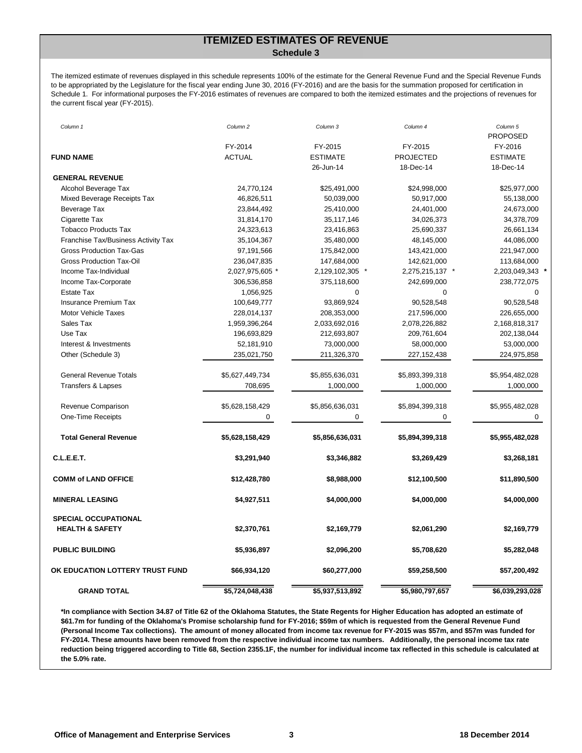# ITEMIZED ESTIMATES OF REVENUE

## Schedule 3

The itemized estimate of revenues displayed in this schedule represents 100% of the estimate for the General Revenue Fund and the Special Revenue Funds to be appropriated by the Legislature for the fiscal year ending June 30, 2016 (FY-2016) and are the basis for the summation proposed for certification in Schedule 1. For informational purposes the FY-2016 estimates of revenues are compared to both the itemized estimates and the projections of revenues for the current fiscal year (FY-2015).

| *Column 1* | *Column 2* | *Column 3* | *Column 4* | *Column 5* |
|---|---|---|---|---|
| | | | | PROPOSED |
| | FY-2014 | FY-2015 | FY-2015 | FY-2016 |
| **FUND NAME** | ACTUAL | ESTIMATE | PROJECTED | ESTIMATE |
| | | 26-Jun-14 | 18-Dec-14 | 18-Dec-14 |
| **GENERAL REVENUE** | | | | |
| Alcohol Beverage Tax | 24,770,124 | $25,491,000 | $24,998,000 | $25,977,000 |
| Mixed Beverage Receipts Tax | 46,826,511 | 50,039,000 | 50,917,000 | 55,138,000 |
| Beverage Tax | 23,844,492 | 25,410,000 | 24,401,000 | 24,673,000 |
| Cigarette Tax | 31,814,170 | 35,117,146 | 34,026,373 | 34,378,709 |
| Tobacco Products Tax | 24,323,613 | 23,416,863 | 25,690,337 | 26,661,134 |
| Franchise Tax/Business Activity Tax | 35,104,367 | 35,480,000 | 48,145,000 | 44,086,000 |
| Gross Production Tax-Gas | 97,191,566 | 175,842,000 | 143,421,000 | 221,947,000 |
| Gross Production Tax-Oil | 236,047,835 | 147,684,000 | 142,621,000 | 113,684,000 |
| Income Tax-Individual | 2,027,975,605 * | 2,129,102,305 * | 2,275,215,137 * | 2,203,049,343 * |
| Income Tax-Corporate | 306,536,858 | 375,118,600 | 242,699,000 | 238,772,075 |
| Estate Tax | 1,056,925 | 0 | 0 | 0 |
| Insurance Premium Tax | 100,649,777 | 93,869,924 | 90,528,548 | 90,528,548 |
| Motor Vehicle Taxes | 228,014,137 | 208,353,000 | 217,596,000 | 226,655,000 |
| Sales Tax | 1,959,396,264 | 2,033,692,016 | 2,078,226,882 | 2,168,818,317 |
| Use Tax | 196,693,829 | 212,693,807 | 209,761,604 | 202,138,044 |
| Interest & Investments | 52,181,910 | 73,000,000 | 58,000,000 | 53,000,000 |
| Other (Schedule 3) | 235,021,750 | 211,326,370 | 227,152,438 | 224,975,858 |
| General Revenue Totals | $5,627,449,734 | $5,855,636,031 | $5,893,399,318 | $5,954,482,028 |
| Transfers & Lapses | 708,695 | 1,000,000 | 1,000,000 | 1,000,000 |
| Revenue Comparison | $5,628,158,429 | $5,856,636,031 | $5,894,399,318 | $5,955,482,028 |
| One-Time Receipts | 0 | 0 | 0 | 0 |
| **Total General Revenue** | **$5,628,158,429** | **$5,856,636,031** | **$5,894,399,318** | **$5,955,482,028** |
| **C.L.E.E.T.** | **$3,291,940** | **$3,346,882** | **$3,269,429** | **$3,268,181** |
| **COMM of LAND OFFICE** | **$12,428,780** | **$8,988,000** | **$12,100,500** | **$11,890,500** |
| **MINERAL LEASING** | **$4,927,511** | **$4,000,000** | **$4,000,000** | **$4,000,000** |
| **SPECIAL OCCUPATIONAL HEALTH & SAFETY** | **$2,370,761** | **$2,169,779** | **$2,061,290** | **$2,169,779** |
| **PUBLIC BUILDING** | **$5,936,897** | **$2,096,200** | **$5,708,620** | **$5,282,048** |
| **OK EDUCATION LOTTERY TRUST FUND** | **$66,934,120** | **$60,277,000** | **$59,258,500** | **$57,200,492** |
| **GRAND TOTAL** | **$5,724,048,438** | **$5,937,513,892** | **$5,980,797,657** | **$6,039,293,028** |

**\*In compliance with Section 34.87 of Title 62 of the Oklahoma Statutes, the State Regents for Higher Education has adopted an estimate of $61.7m for funding of the Oklahoma's Promise scholarship fund for FY-2016; $59m of which is requested from the General Revenue Fund (Personal Income Tax collections). The amount of money allocated from income tax revenue for FY-2015 was $57m, and $57m was funded for FY-2014. These amounts have been removed from the respective individual income tax numbers. Additionally, the personal income tax rate reduction being triggered according to Title 68, Section 2355.1F, the number for individual income tax reflected in this schedule is calculated at the 5.0% rate.**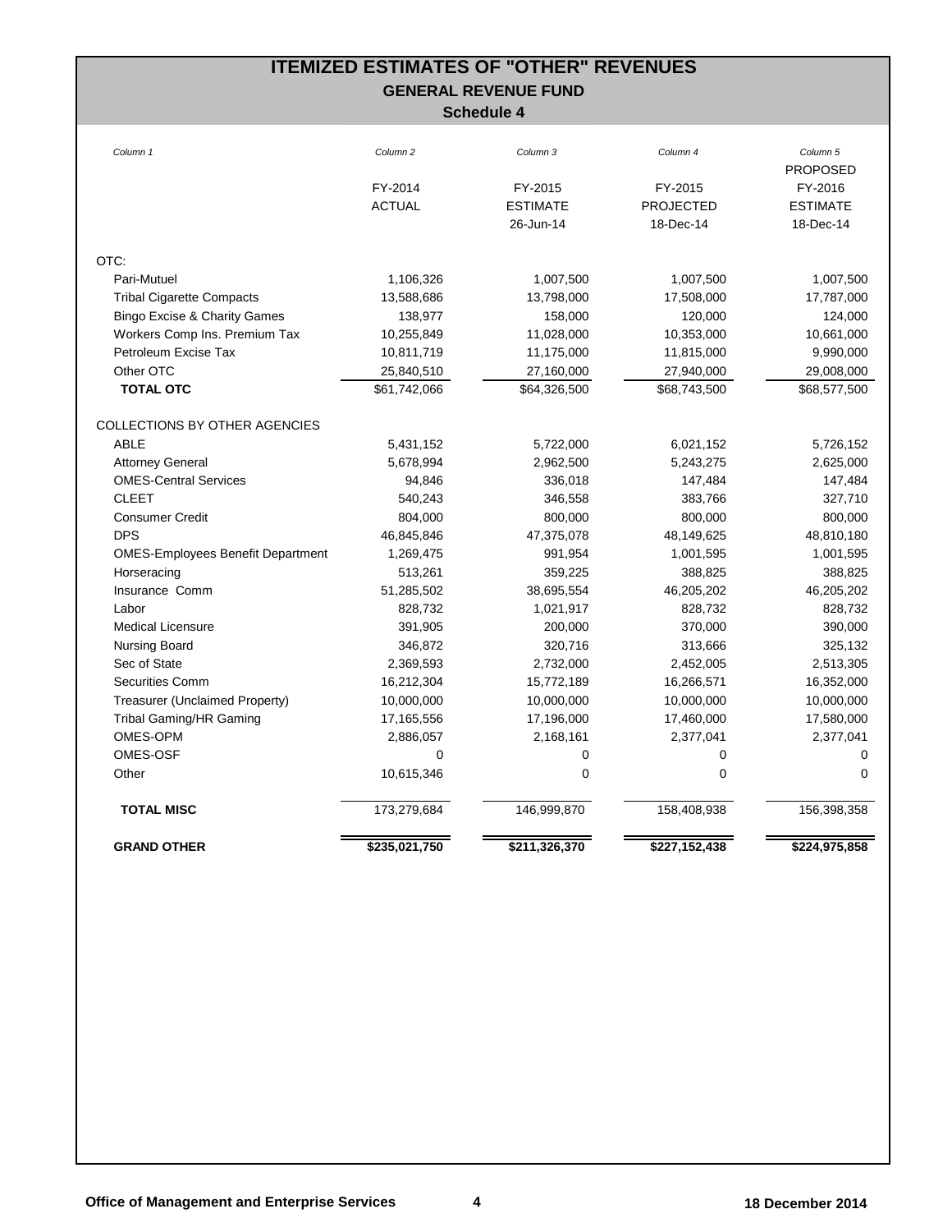# ITEMIZED ESTIMATES OF "OTHER" REVENUES

## GENERAL REVENUE FUND

### Schedule 4

| *Column 1* | *Column 2* | *Column 3* | *Column 4* | *Column 5* |
|---|---|---|---|---|
| | FY-2014 ACTUAL | FY-2015 ESTIMATE 26-Jun-14 | FY-2015 PROJECTED 18-Dec-14 | PROPOSED FY-2016 ESTIMATE 18-Dec-14 |
| OTC: | | | | |
| Pari-Mutuel | 1,106,326 | 1,007,500 | 1,007,500 | 1,007,500 |
| Tribal Cigarette Compacts | 13,588,686 | 13,798,000 | 17,508,000 | 17,787,000 |
| Bingo Excise & Charity Games | 138,977 | 158,000 | 120,000 | 124,000 |
| Workers Comp Ins. Premium Tax | 10,255,849 | 11,028,000 | 10,353,000 | 10,661,000 |
| Petroleum Excise Tax | 10,811,719 | 11,175,000 | 11,815,000 | 9,990,000 |
| Other OTC | 25,840,510 | 27,160,000 | 27,940,000 | 29,008,000 |
| **TOTAL OTC** | $61,742,066 | $64,326,500 | $68,743,500 | $68,577,500 |
| COLLECTIONS BY OTHER AGENCIES | | | | |
| ABLE | 5,431,152 | 5,722,000 | 6,021,152 | 5,726,152 |
| Attorney General | 5,678,994 | 2,962,500 | 5,243,275 | 2,625,000 |
| OMES-Central Services | 94,846 | 336,018 | 147,484 | 147,484 |
| CLEET | 540,243 | 346,558 | 383,766 | 327,710 |
| Consumer Credit | 804,000 | 800,000 | 800,000 | 800,000 |
| DPS | 46,845,846 | 47,375,078 | 48,149,625 | 48,810,180 |
| OMES-Employees Benefit Department | 1,269,475 | 991,954 | 1,001,595 | 1,001,595 |
| Horseracing | 513,261 | 359,225 | 388,825 | 388,825 |
| Insurance Comm | 51,285,502 | 38,695,554 | 46,205,202 | 46,205,202 |
| Labor | 828,732 | 1,021,917 | 828,732 | 828,732 |
| Medical Licensure | 391,905 | 200,000 | 370,000 | 390,000 |
| Nursing Board | 346,872 | 320,716 | 313,666 | 325,132 |
| Sec of State | 2,369,593 | 2,732,000 | 2,452,005 | 2,513,305 |
| Securities Comm | 16,212,304 | 15,772,189 | 16,266,571 | 16,352,000 |
| Treasurer (Unclaimed Property) | 10,000,000 | 10,000,000 | 10,000,000 | 10,000,000 |
| Tribal Gaming/HR Gaming | 17,165,556 | 17,196,000 | 17,460,000 | 17,580,000 |
| OMES-OPM | 2,886,057 | 2,168,161 | 2,377,041 | 2,377,041 |
| OMES-OSF | 0 | 0 | 0 | 0 |
| Other | 10,615,346 | 0 | 0 | 0 |
| **TOTAL MISC** | 173,279,684 | 146,999,870 | 158,408,938 | 156,398,358 |
| **GRAND OTHER** | **$235,021,750** | **$211,326,370** | **$227,152,438** | **$224,975,858** |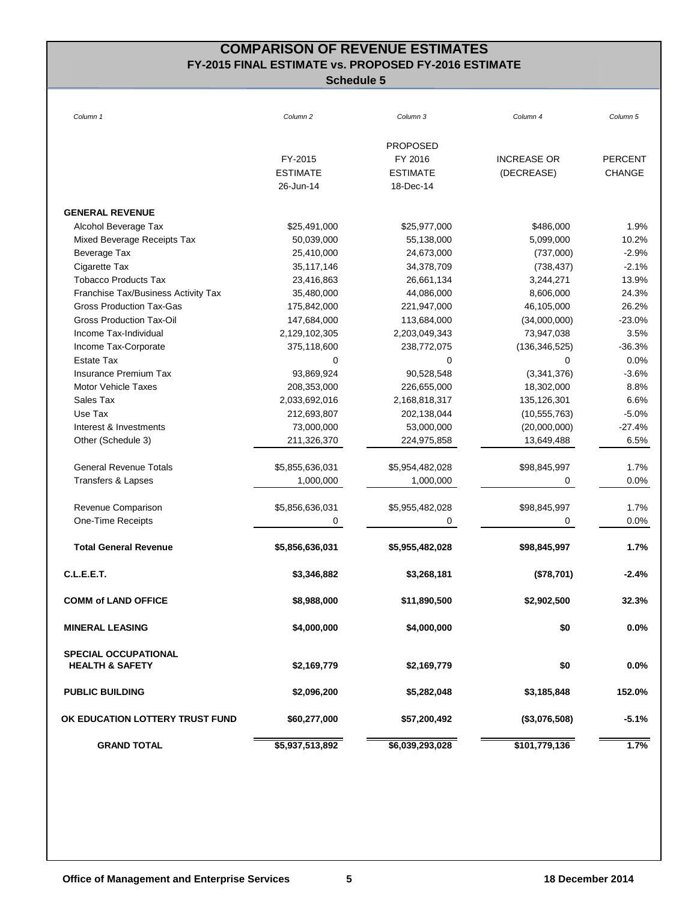# COMPARISON OF REVENUE ESTIMATES

## FY-2015 FINAL ESTIMATE vs. PROPOSED FY-2016 ESTIMATE

### Schedule 5

| *Column 1* | *Column 2* | *Column 3* | *Column 4* | *Column 5* |
|---|---|---|---|---|
| | FY-2015 ESTIMATE 26-Jun-14 | PROPOSED FY 2016 ESTIMATE 18-Dec-14 | INCREASE OR (DECREASE) | PERCENT CHANGE |
| **GENERAL REVENUE** | | | | |
| Alcohol Beverage Tax | $25,491,000 | $25,977,000 | $486,000 | 1.9% |
| Mixed Beverage Receipts Tax | 50,039,000 | 55,138,000 | 5,099,000 | 10.2% |
| Beverage Tax | 25,410,000 | 24,673,000 | (737,000) | -2.9% |
| Cigarette Tax | 35,117,146 | 34,378,709 | (738,437) | -2.1% |
| Tobacco Products Tax | 23,416,863 | 26,661,134 | 3,244,271 | 13.9% |
| Franchise Tax/Business Activity Tax | 35,480,000 | 44,086,000 | 8,606,000 | 24.3% |
| Gross Production Tax-Gas | 175,842,000 | 221,947,000 | 46,105,000 | 26.2% |
| Gross Production Tax-Oil | 147,684,000 | 113,684,000 | (34,000,000) | -23.0% |
| Income Tax-Individual | 2,129,102,305 | 2,203,049,343 | 73,947,038 | 3.5% |
| Income Tax-Corporate | 375,118,600 | 238,772,075 | (136,346,525) | -36.3% |
| Estate Tax | 0 | 0 | 0 | 0.0% |
| Insurance Premium Tax | 93,869,924 | 90,528,548 | (3,341,376) | -3.6% |
| Motor Vehicle Taxes | 208,353,000 | 226,655,000 | 18,302,000 | 8.8% |
| Sales Tax | 2,033,692,016 | 2,168,818,317 | 135,126,301 | 6.6% |
| Use Tax | 212,693,807 | 202,138,044 | (10,555,763) | -5.0% |
| Interest & Investments | 73,000,000 | 53,000,000 | (20,000,000) | -27.4% |
| Other (Schedule 3) | 211,326,370 | 224,975,858 | 13,649,488 | 6.5% |
| General Revenue Totals | $5,855,636,031 | $5,954,482,028 | $98,845,997 | 1.7% |
| Transfers & Lapses | 1,000,000 | 1,000,000 | 0 | 0.0% |
| Revenue Comparison | $5,856,636,031 | $5,955,482,028 | $98,845,997 | 1.7% |
| One-Time Receipts | 0 | 0 | 0 | 0.0% |
| **Total General Revenue** | **$5,856,636,031** | **$5,955,482,028** | **$98,845,997** | **1.7%** |
| **C.L.E.E.T.** | **$3,346,882** | **$3,268,181** | **($78,701)** | **-2.4%** |
| **COMM of LAND OFFICE** | **$8,988,000** | **$11,890,500** | **$2,902,500** | **32.3%** |
| **MINERAL LEASING** | **$4,000,000** | **$4,000,000** | **$0** | **0.0%** |
| **SPECIAL OCCUPATIONAL HEALTH & SAFETY** | **$2,169,779** | **$2,169,779** | **$0** | **0.0%** |
| **PUBLIC BUILDING** | **$2,096,200** | **$5,282,048** | **$3,185,848** | **152.0%** |
| **OK EDUCATION LOTTERY TRUST FUND** | **$60,277,000** | **$57,200,492** | **($3,076,508)** | **-5.1%** |
| **GRAND TOTAL** | **$5,937,513,892** | **$6,039,293,028** | **$101,779,136** | **1.7%** |

**Office of Management and Enterprise Services** **18 December 2014**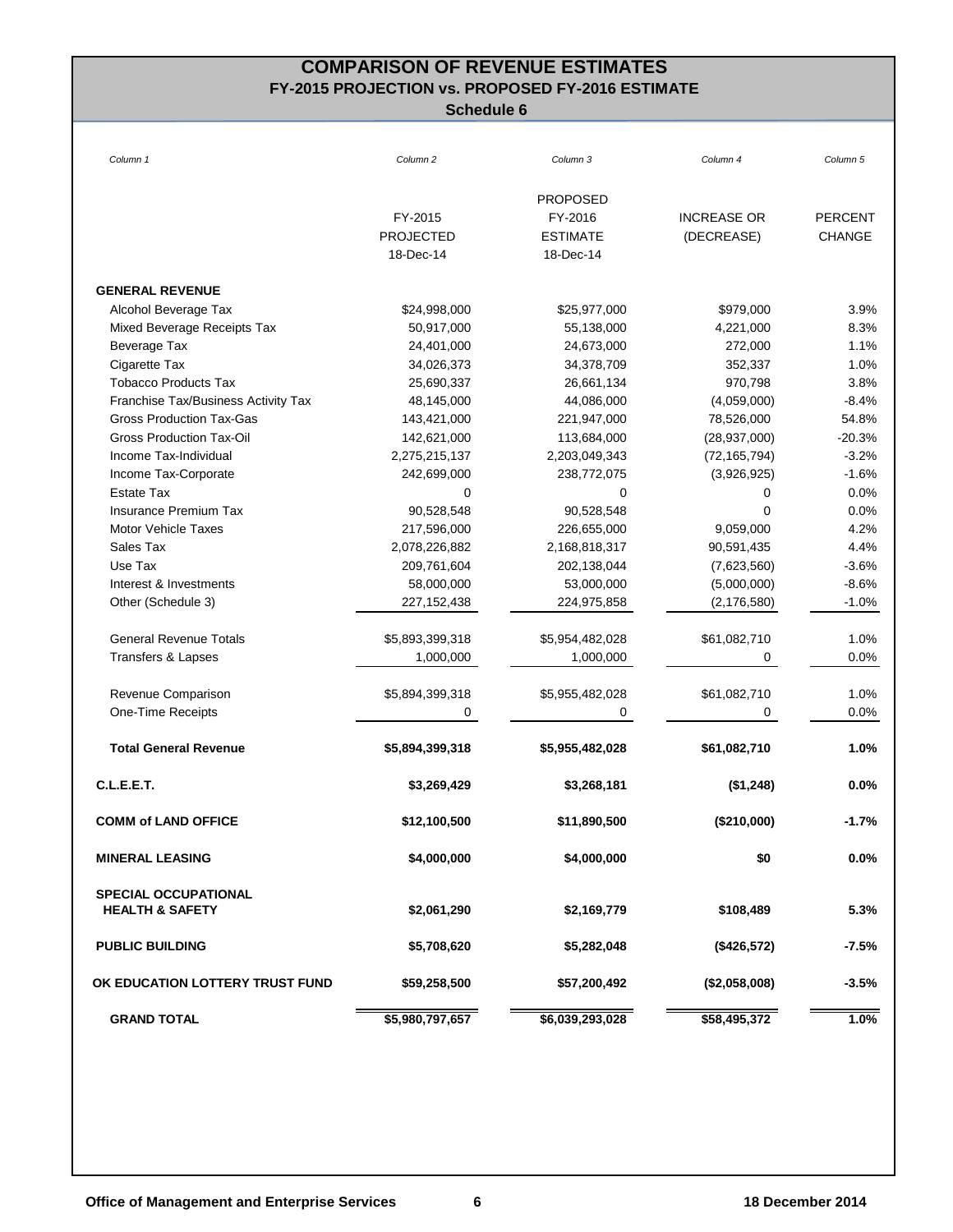# COMPARISON OF REVENUE ESTIMATES
## FY-2015 PROJECTION vs. PROPOSED FY-2016 ESTIMATE
### Schedule 6

| *Column 1* | *Column 2* | *Column 3* | *Column 4* | *Column 5* |
|---|---|---|---|---|
| | FY-2015 PROJECTED 18-Dec-14 | PROPOSED FY-2016 ESTIMATE 18-Dec-14 | INCREASE OR (DECREASE) | PERCENT CHANGE |
| **GENERAL REVENUE** | | | | |
| Alcohol Beverage Tax | $24,998,000 | $25,977,000 | $979,000 | 3.9% |
| Mixed Beverage Receipts Tax | 50,917,000 | 55,138,000 | 4,221,000 | 8.3% |
| Beverage Tax | 24,401,000 | 24,673,000 | 272,000 | 1.1% |
| Cigarette Tax | 34,026,373 | 34,378,709 | 352,337 | 1.0% |
| Tobacco Products Tax | 25,690,337 | 26,661,134 | 970,798 | 3.8% |
| Franchise Tax/Business Activity Tax | 48,145,000 | 44,086,000 | (4,059,000) | -8.4% |
| Gross Production Tax-Gas | 143,421,000 | 221,947,000 | 78,526,000 | 54.8% |
| Gross Production Tax-Oil | 142,621,000 | 113,684,000 | (28,937,000) | -20.3% |
| Income Tax-Individual | 2,275,215,137 | 2,203,049,343 | (72,165,794) | -3.2% |
| Income Tax-Corporate | 242,699,000 | 238,772,075 | (3,926,925) | -1.6% |
| Estate Tax | 0 | 0 | 0 | 0.0% |
| Insurance Premium Tax | 90,528,548 | 90,528,548 | 0 | 0.0% |
| Motor Vehicle Taxes | 217,596,000 | 226,655,000 | 9,059,000 | 4.2% |
| Sales Tax | 2,078,226,882 | 2,168,818,317 | 90,591,435 | 4.4% |
| Use Tax | 209,761,604 | 202,138,044 | (7,623,560) | -3.6% |
| Interest & Investments | 58,000,000 | 53,000,000 | (5,000,000) | -8.6% |
| Other (Schedule 3) | 227,152,438 | 224,975,858 | (2,176,580) | -1.0% |
| General Revenue Totals | $5,893,399,318 | $5,954,482,028 | $61,082,710 | 1.0% |
| Transfers & Lapses | 1,000,000 | 1,000,000 | 0 | 0.0% |
| Revenue Comparison | $5,894,399,318 | $5,955,482,028 | $61,082,710 | 1.0% |
| One-Time Receipts | 0 | 0 | 0 | 0.0% |
| **Total General Revenue** | **$5,894,399,318** | **$5,955,482,028** | **$61,082,710** | **1.0%** |
| **C.L.E.E.T.** | **$3,269,429** | **$3,268,181** | **($1,248)** | **0.0%** |
| **COMM of LAND OFFICE** | **$12,100,500** | **$11,890,500** | **($210,000)** | **-1.7%** |
| **MINERAL LEASING** | **$4,000,000** | **$4,000,000** | **$0** | **0.0%** |
| **SPECIAL OCCUPATIONAL HEALTH & SAFETY** | **$2,061,290** | **$2,169,779** | **$108,489** | **5.3%** |
| **PUBLIC BUILDING** | **$5,708,620** | **$5,282,048** | **($426,572)** | **-7.5%** |
| **OK EDUCATION LOTTERY TRUST FUND** | **$59,258,500** | **$57,200,492** | **($2,058,008)** | **-3.5%** |
| **GRAND TOTAL** | **$5,980,797,657** | **$6,039,293,028** | **$58,495,372** | **1.0%** |

**Office of Management and Enterprise Services** **18 December 2014**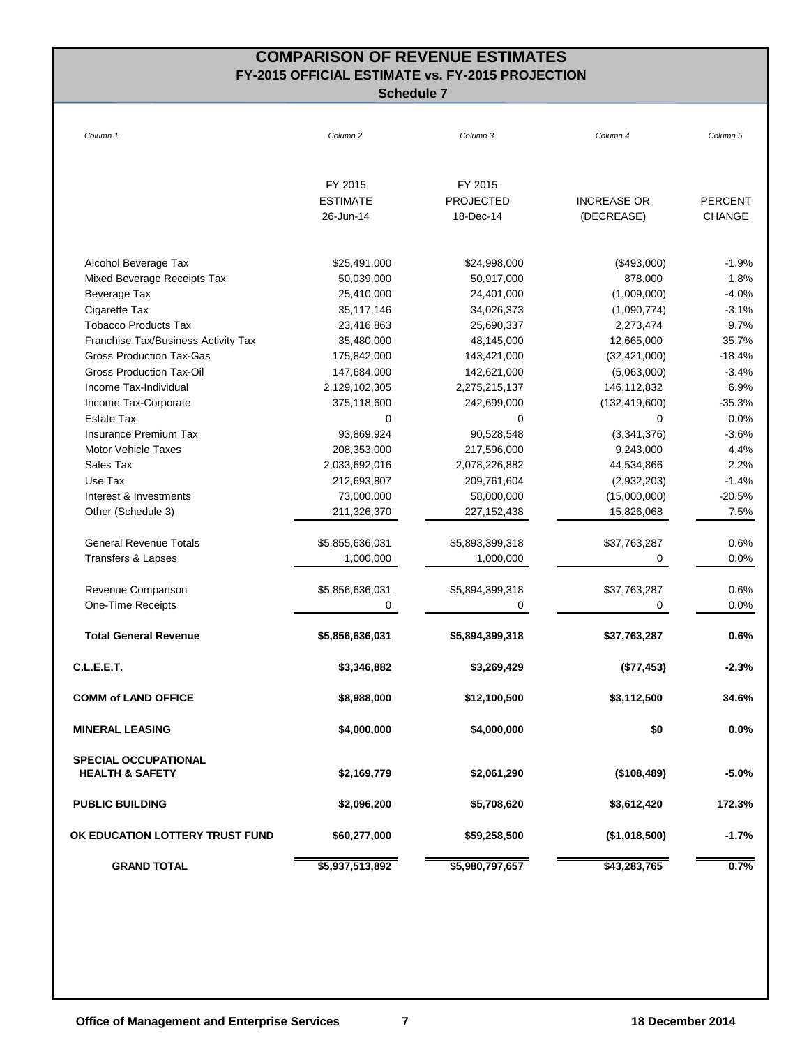# COMPARISON OF REVENUE ESTIMATES
## FY-2015 OFFICIAL ESTIMATE vs. FY-2015 PROJECTION
### Schedule 7

| *Column 1* | *Column 2* | *Column 3* | *Column 4* | *Column 5* |
|---|---|---|---|---|
| | FY 2015 ESTIMATE 26-Jun-14 | FY 2015 PROJECTED 18-Dec-14 | INCREASE OR (DECREASE) | PERCENT CHANGE |
| Alcohol Beverage Tax | $25,491,000 | $24,998,000 | ($493,000) | -1.9% |
| Mixed Beverage Receipts Tax | 50,039,000 | 50,917,000 | 878,000 | 1.8% |
| Beverage Tax | 25,410,000 | 24,401,000 | (1,009,000) | -4.0% |
| Cigarette Tax | 35,117,146 | 34,026,373 | (1,090,774) | -3.1% |
| Tobacco Products Tax | 23,416,863 | 25,690,337 | 2,273,474 | 9.7% |
| Franchise Tax/Business Activity Tax | 35,480,000 | 48,145,000 | 12,665,000 | 35.7% |
| Gross Production Tax-Gas | 175,842,000 | 143,421,000 | (32,421,000) | -18.4% |
| Gross Production Tax-Oil | 147,684,000 | 142,621,000 | (5,063,000) | -3.4% |
| Income Tax-Individual | 2,129,102,305 | 2,275,215,137 | 146,112,832 | 6.9% |
| Income Tax-Corporate | 375,118,600 | 242,699,000 | (132,419,600) | -35.3% |
| Estate Tax | 0 | 0 | 0 | 0.0% |
| Insurance Premium Tax | 93,869,924 | 90,528,548 | (3,341,376) | -3.6% |
| Motor Vehicle Taxes | 208,353,000 | 217,596,000 | 9,243,000 | 4.4% |
| Sales Tax | 2,033,692,016 | 2,078,226,882 | 44,534,866 | 2.2% |
| Use Tax | 212,693,807 | 209,761,604 | (2,932,203) | -1.4% |
| Interest & Investments | 73,000,000 | 58,000,000 | (15,000,000) | -20.5% |
| Other (Schedule 3) | 211,326,370 | 227,152,438 | 15,826,068 | 7.5% |
| General Revenue Totals | $5,855,636,031 | $5,893,399,318 | $37,763,287 | 0.6% |
| Transfers & Lapses | 1,000,000 | 1,000,000 | 0 | 0.0% |
| Revenue Comparison | $5,856,636,031 | $5,894,399,318 | $37,763,287 | 0.6% |
| One-Time Receipts | 0 | 0 | 0 | 0.0% |
| **Total General Revenue** | **$5,856,636,031** | **$5,894,399,318** | **$37,763,287** | **0.6%** |
| **C.L.E.E.T.** | **$3,346,882** | **$3,269,429** | **($77,453)** | **-2.3%** |
| **COMM of LAND OFFICE** | **$8,988,000** | **$12,100,500** | **$3,112,500** | **34.6%** |
| **MINERAL LEASING** | **$4,000,000** | **$4,000,000** | **$0** | **0.0%** |
| **SPECIAL OCCUPATIONAL HEALTH & SAFETY** | **$2,169,779** | **$2,061,290** | **($108,489)** | **-5.0%** |
| **PUBLIC BUILDING** | **$2,096,200** | **$5,708,620** | **$3,612,420** | **172.3%** |
| **OK EDUCATION LOTTERY TRUST FUND** | **$60,277,000** | **$59,258,500** | **($1,018,500)** | **-1.7%** |
| **GRAND TOTAL** | **$5,937,513,892** | **$5,980,797,657** | **$43,283,765** | **0.7%** |

**Office of Management and Enterprise Services** **18 December 2014**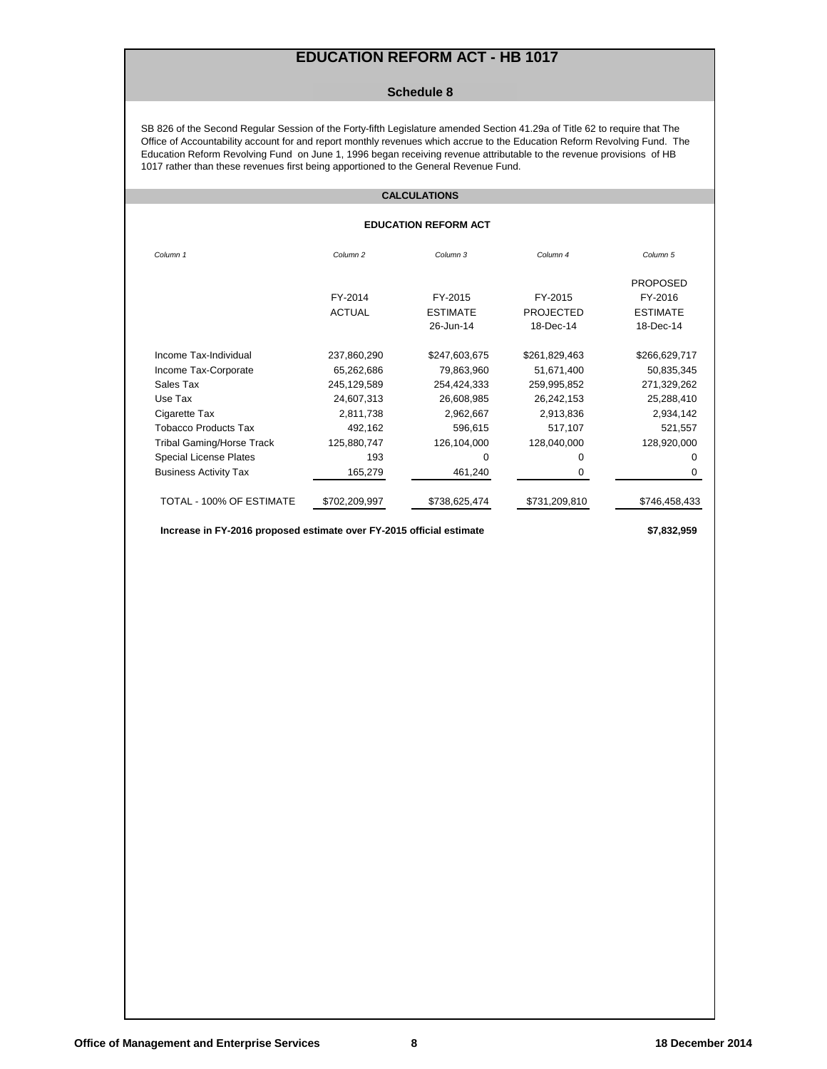# EDUCATION REFORM ACT - HB 1017

## Schedule 8

SB 826 of the Second Regular Session of the Forty-fifth Legislature amended Section 41.29a of Title 62 to require that The Office of Accountability account for and report monthly revenues which accrue to the Education Reform Revolving Fund. The Education Reform Revolving Fund on June 1, 1996 began receiving revenue attributable to the revenue provisions of HB 1017 rather than these revenues first being apportioned to the General Revenue Fund.

### CALCULATIONS

#### EDUCATION REFORM ACT

| *Column 1* | *Column 2* | *Column 3* | *Column 4* | *Column 5* |
|---|---|---|---|---|
| | FY-2014 ACTUAL | FY-2015 ESTIMATE 26-Jun-14 | FY-2015 PROJECTED 18-Dec-14 | PROPOSED FY-2016 ESTIMATE 18-Dec-14 |
| Income Tax-Individual | 237,860,290 | $247,603,675 | $261,829,463 | $266,629,717 |
| Income Tax-Corporate | 65,262,686 | 79,863,960 | 51,671,400 | 50,835,345 |
| Sales Tax | 245,129,589 | 254,424,333 | 259,995,852 | 271,329,262 |
| Use Tax | 24,607,313 | 26,608,985 | 26,242,153 | 25,288,410 |
| Cigarette Tax | 2,811,738 | 2,962,667 | 2,913,836 | 2,934,142 |
| Tobacco Products Tax | 492,162 | 596,615 | 517,107 | 521,557 |
| Tribal Gaming/Horse Track | 125,880,747 | 126,104,000 | 128,040,000 | 128,920,000 |
| Special License Plates | 193 | 0 | 0 | 0 |
| Business Activity Tax | 165,279 | 461,240 | 0 | 0 |
| TOTAL - 100% OF ESTIMATE | $702,209,997 | $738,625,474 | $731,209,810 | $746,458,433 |

**Increase in FY-2016 proposed estimate over FY-2015 official estimate** **$7,832,959**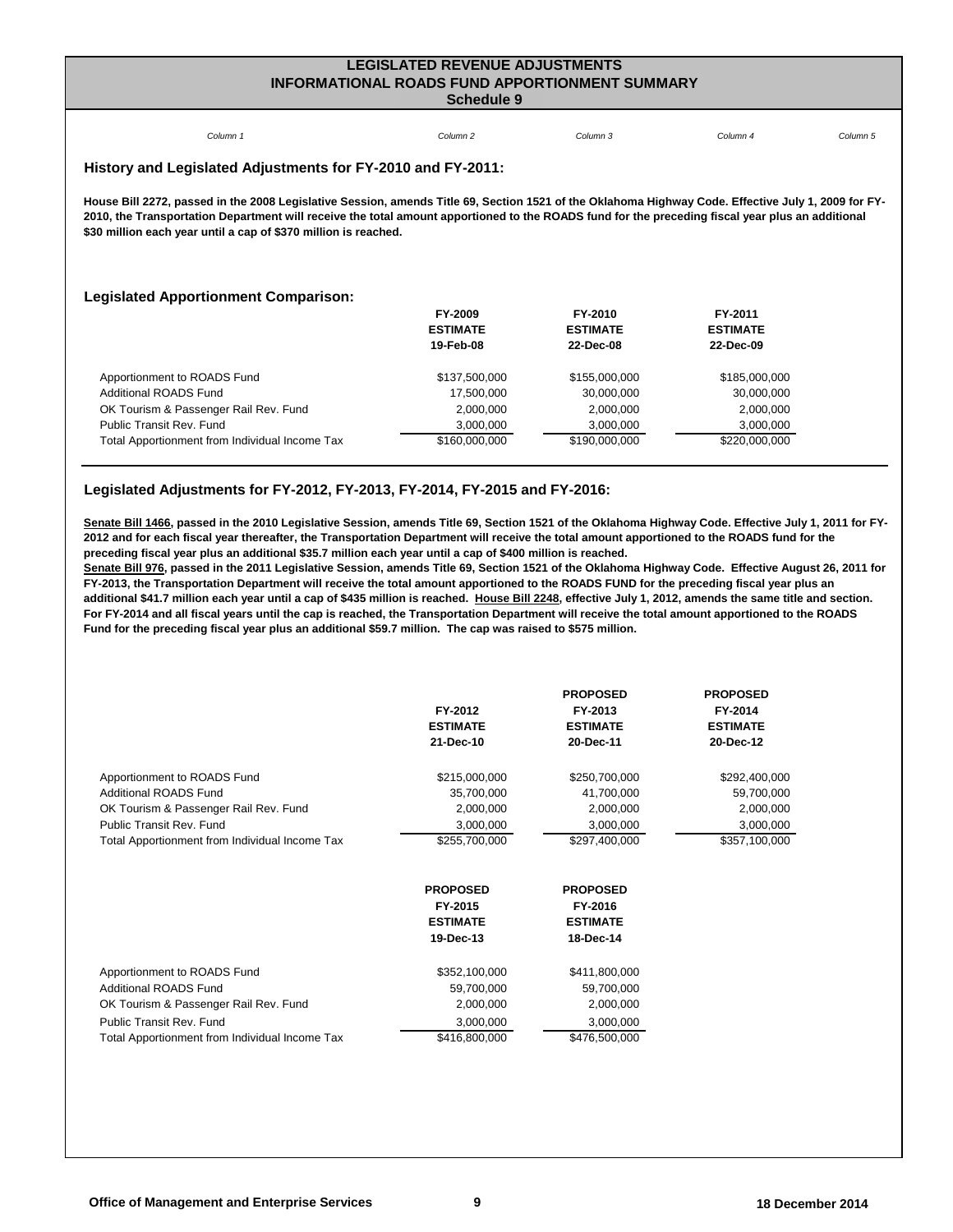# LEGISLATED REVENUE ADJUSTMENTS
# INFORMATIONAL ROADS FUND APPORTIONMENT SUMMARY
## Schedule 9

*Column 1* *Column 2* *Column 3* *Column 4* *Column 5*

### History and Legislated Adjustments for FY-2010 and FY-2011:

**House Bill 2272, passed in the 2008 Legislative Session, amends Title 69, Section 1521 of the Oklahoma Highway Code. Effective July 1, 2009 for FY-2010, the Transportation Department will receive the total amount apportioned to the ROADS fund for the preceding fiscal year plus an additional $30 million each year until a cap of $370 million is reached.**

### Legislated Apportionment Comparison:

| | FY-2009 ESTIMATE 19-Feb-08 | FY-2010 ESTIMATE 22-Dec-08 | FY-2011 ESTIMATE 22-Dec-09 |
|---|---|---|---|
| Apportionment to ROADS Fund | $137,500,000 | $155,000,000 | $185,000,000 |
| Additional ROADS Fund | 17,500,000 | 30,000,000 | 30,000,000 |
| OK Tourism & Passenger Rail Rev. Fund | 2,000,000 | 2,000,000 | 2,000,000 |
| Public Transit Rev. Fund | 3,000,000 | 3,000,000 | 3,000,000 |
| Total Apportionment from Individual Income Tax | $160,000,000 | $190,000,000 | $220,000,000 |

### Legislated Adjustments for FY-2012, FY-2013, FY-2014, FY-2015 and FY-2016:

**Senate Bill 1466, passed in the 2010 Legislative Session, amends Title 69, Section 1521 of the Oklahoma Highway Code. Effective July 1, 2011 for FY-2012 and for each fiscal year thereafter, the Transportation Department will receive the total amount apportioned to the ROADS fund for the preceding fiscal year plus an additional $35.7 million each year until a cap of $400 million is reached.**
**Senate Bill 976, passed in the 2011 Legislative Session, amends Title 69, Section 1521 of the Oklahoma Highway Code. Effective August 26, 2011 for FY-2013, the Transportation Department will receive the total amount apportioned to the ROADS FUND for the preceding fiscal year plus an additional $41.7 million each year until a cap of $435 million is reached. House Bill 2248, effective July 1, 2012, amends the same title and section. For FY-2014 and all fiscal years until the cap is reached, the Transportation Department will receive the total amount apportioned to the ROADS Fund for the preceding fiscal year plus an additional $59.7 million. The cap was raised to $575 million.**

| | FY-2012 ESTIMATE 21-Dec-10 | PROPOSED FY-2013 ESTIMATE 20-Dec-11 | PROPOSED FY-2014 ESTIMATE 20-Dec-12 |
|---|---|---|---|
| Apportionment to ROADS Fund | $215,000,000 | $250,700,000 | $292,400,000 |
| Additional ROADS Fund | 35,700,000 | 41,700,000 | 59,700,000 |
| OK Tourism & Passenger Rail Rev. Fund | 2,000,000 | 2,000,000 | 2,000,000 |
| Public Transit Rev. Fund | 3,000,000 | 3,000,000 | 3,000,000 |
| Total Apportionment from Individual Income Tax | $255,700,000 | $297,400,000 | $357,100,000 |

| | PROPOSED FY-2015 ESTIMATE 19-Dec-13 | PROPOSED FY-2016 ESTIMATE 18-Dec-14 |
|---|---|---|
| Apportionment to ROADS Fund | $352,100,000 | $411,800,000 |
| Additional ROADS Fund | 59,700,000 | 59,700,000 |
| OK Tourism & Passenger Rail Rev. Fund | 2,000,000 | 2,000,000 |
| Public Transit Rev. Fund | 3,000,000 | 3,000,000 |
| Total Apportionment from Individual Income Tax | $416,800,000 | $476,500,000 |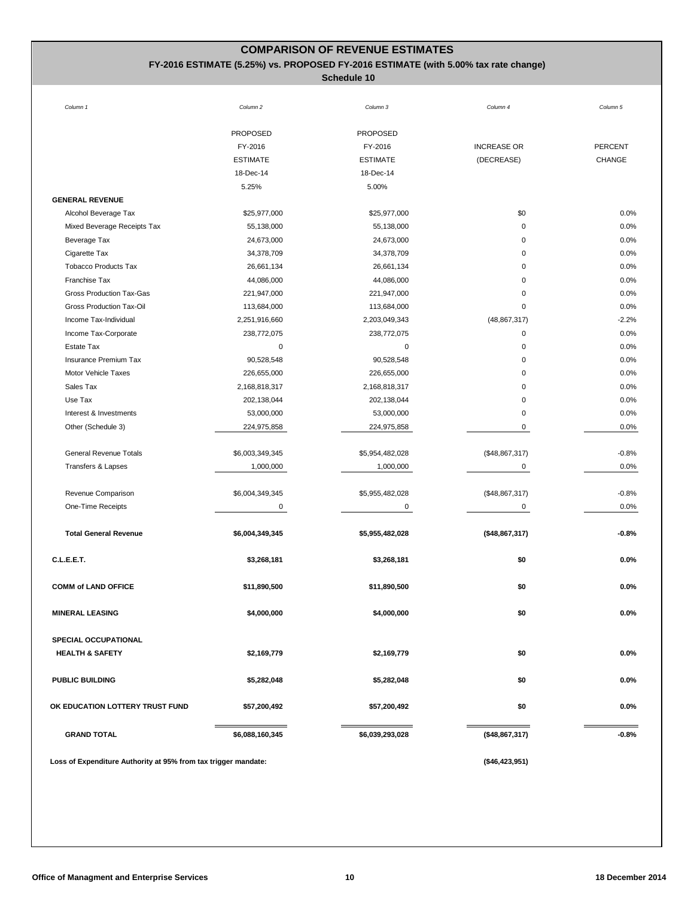# COMPARISON OF REVENUE ESTIMATES

## FY-2016 ESTIMATE (5.25%) vs. PROPOSED FY-2016 ESTIMATE (with 5.00% tax rate change)

### Schedule 10

| *Column 1* | *Column 2* | *Column 3* | *Column 4* | *Column 5* |
|---|---|---|---|---|
| | PROPOSED FY-2016 ESTIMATE 18-Dec-14 5.25% | PROPOSED FY-2016 ESTIMATE 18-Dec-14 5.00% | INCREASE OR (DECREASE) | PERCENT CHANGE |
| **GENERAL REVENUE** | | | | |
| Alcohol Beverage Tax | $25,977,000 | $25,977,000 | $0 | 0.0% |
| Mixed Beverage Receipts Tax | 55,138,000 | 55,138,000 | 0 | 0.0% |
| Beverage Tax | 24,673,000 | 24,673,000 | 0 | 0.0% |
| Cigarette Tax | 34,378,709 | 34,378,709 | 0 | 0.0% |
| Tobacco Products Tax | 26,661,134 | 26,661,134 | 0 | 0.0% |
| Franchise Tax | 44,086,000 | 44,086,000 | 0 | 0.0% |
| Gross Production Tax-Gas | 221,947,000 | 221,947,000 | 0 | 0.0% |
| Gross Production Tax-Oil | 113,684,000 | 113,684,000 | 0 | 0.0% |
| Income Tax-Individual | 2,251,916,660 | 2,203,049,343 | (48,867,317) | -2.2% |
| Income Tax-Corporate | 238,772,075 | 238,772,075 | 0 | 0.0% |
| Estate Tax | 0 | 0 | 0 | 0.0% |
| Insurance Premium Tax | 90,528,548 | 90,528,548 | 0 | 0.0% |
| Motor Vehicle Taxes | 226,655,000 | 226,655,000 | 0 | 0.0% |
| Sales Tax | 2,168,818,317 | 2,168,818,317 | 0 | 0.0% |
| Use Tax | 202,138,044 | 202,138,044 | 0 | 0.0% |
| Interest & Investments | 53,000,000 | 53,000,000 | 0 | 0.0% |
| Other (Schedule 3) | 224,975,858 | 224,975,858 | 0 | 0.0% |
| General Revenue Totals | $6,003,349,345 | $5,954,482,028 | ($48,867,317) | -0.8% |
| Transfers & Lapses | 1,000,000 | 1,000,000 | 0 | 0.0% |
| Revenue Comparison | $6,004,349,345 | $5,955,482,028 | ($48,867,317) | -0.8% |
| One-Time Receipts | 0 | 0 | 0 | 0.0% |
| **Total General Revenue** | **$6,004,349,345** | **$5,955,482,028** | **($48,867,317)** | **-0.8%** |
| **C.L.E.E.T.** | **$3,268,181** | **$3,268,181** | **$0** | **0.0%** |
| **COMM of LAND OFFICE** | **$11,890,500** | **$11,890,500** | **$0** | **0.0%** |
| **MINERAL LEASING** | **$4,000,000** | **$4,000,000** | **$0** | **0.0%** |
| **SPECIAL OCCUPATIONAL HEALTH & SAFETY** | **$2,169,779** | **$2,169,779** | **$0** | **0.0%** |
| **PUBLIC BUILDING** | **$5,282,048** | **$5,282,048** | **$0** | **0.0%** |
| **OK EDUCATION LOTTERY TRUST FUND** | **$57,200,492** | **$57,200,492** | **$0** | **0.0%** |
| **GRAND TOTAL** | **$6,088,160,345** | **$6,039,293,028** | **($48,867,317)** | **-0.8%** |

**Loss of Expenditure Authority at 95% from tax trigger mandate:** **($46,423,951)**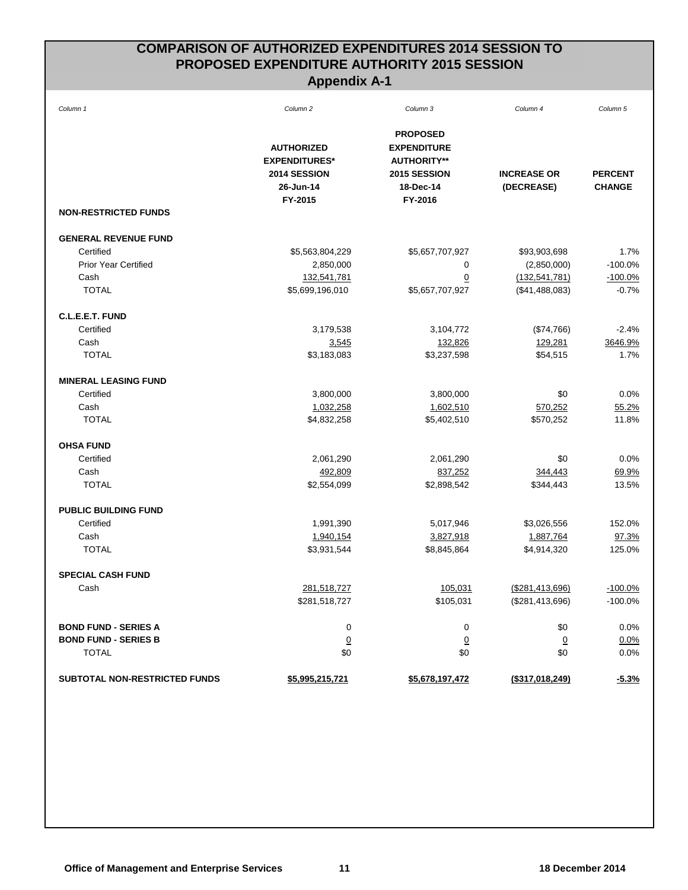# COMPARISON OF AUTHORIZED EXPENDITURES 2014 SESSION TO PROPOSED EXPENDITURE AUTHORITY 2015 SESSION

## Appendix A-1

| *Column 1* | *Column 2* | *Column 3* | *Column 4* | *Column 5* |
|---|---|---|---|---|
| | **AUTHORIZED EXPENDITURES* 2014 SESSION 26-Jun-14 FY-2015** | **PROPOSED EXPENDITURE AUTHORITY** 2015 SESSION 18-Dec-14 FY-2016** | **INCREASE OR (DECREASE)** | **PERCENT CHANGE** |
| **NON-RESTRICTED FUNDS** | | | | |
| **GENERAL REVENUE FUND** | | | | |
| Certified | $5,563,804,229 | $5,657,707,927 | $93,903,698 | 1.7% |
| Prior Year Certified | 2,850,000 | 0 | (2,850,000) | -100.0% |
| Cash | 132,541,781 | 0 | (132,541,781) | -100.0% |
| TOTAL | $5,699,196,010 | $5,657,707,927 | ($41,488,083) | -0.7% |
| **C.L.E.E.T. FUND** | | | | |
| Certified | 3,179,538 | 3,104,772 | ($74,766) | -2.4% |
| Cash | 3,545 | 132,826 | 129,281 | 3646.9% |
| TOTAL | $3,183,083 | $3,237,598 | $54,515 | 1.7% |
| **MINERAL LEASING FUND** | | | | |
| Certified | 3,800,000 | 3,800,000 | $0 | 0.0% |
| Cash | 1,032,258 | 1,602,510 | 570,252 | 55.2% |
| TOTAL | $4,832,258 | $5,402,510 | $570,252 | 11.8% |
| **OHSA FUND** | | | | |
| Certified | 2,061,290 | 2,061,290 | $0 | 0.0% |
| Cash | 492,809 | 837,252 | 344,443 | 69.9% |
| TOTAL | $2,554,099 | $2,898,542 | $344,443 | 13.5% |
| **PUBLIC BUILDING FUND** | | | | |
| Certified | 1,991,390 | 5,017,946 | $3,026,556 | 152.0% |
| Cash | 1,940,154 | 3,827,918 | 1,887,764 | 97.3% |
| TOTAL | $3,931,544 | $8,845,864 | $4,914,320 | 125.0% |
| **SPECIAL CASH FUND** | | | | |
| Cash | 281,518,727 | 105,031 | ($281,413,696) | -100.0% |
| | $281,518,727 | $105,031 | ($281,413,696) | -100.0% |
| **BOND FUND - SERIES A** | 0 | 0 | $0 | 0.0% |
| **BOND FUND - SERIES B** | 0 | 0 | 0 | 0.0% |
| TOTAL | $0 | $0 | $0 | 0.0% |
| **SUBTOTAL NON-RESTRICTED FUNDS** | **$5,995,215,721** | **$5,678,197,472** | **($317,018,249)** | **-5.3%** |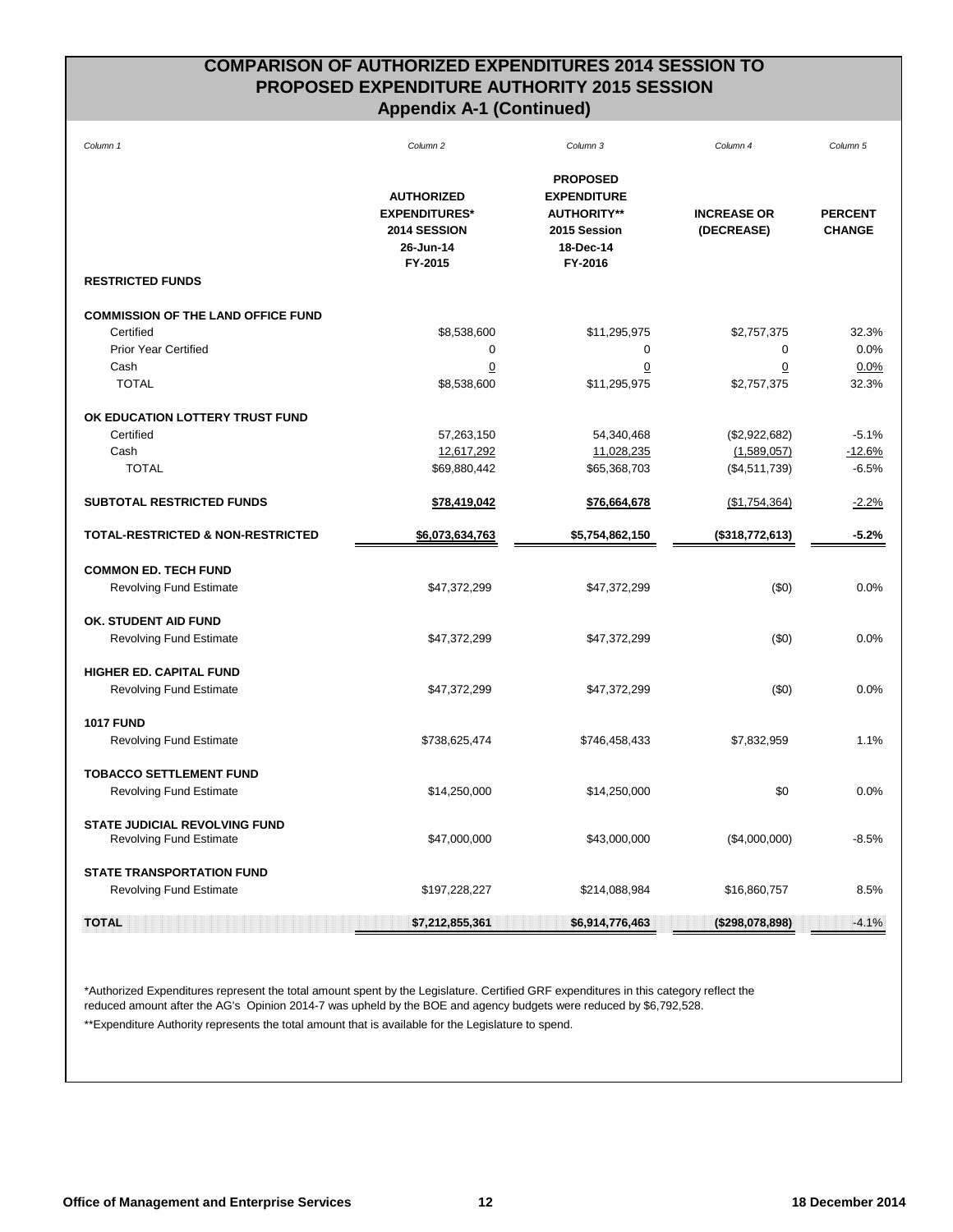# COMPARISON OF AUTHORIZED EXPENDITURES 2014 SESSION TO PROPOSED EXPENDITURE AUTHORITY 2015 SESSION

## Appendix A-1 (Continued)

| *Column 1* | *Column 2* | *Column 3* | *Column 4* | *Column 5* |
|---|---|---|---|---|
| | **AUTHORIZED EXPENDITURES* 2014 SESSION 26-Jun-14 FY-2015** | **PROPOSED EXPENDITURE AUTHORITY** 2015 Session 18-Dec-14 FY-2016** | **INCREASE OR (DECREASE)** | **PERCENT CHANGE** |
| **RESTRICTED FUNDS** | | | | |
| **COMMISSION OF THE LAND OFFICE FUND** | | | | |
| Certified | $8,538,600 | $11,295,975 | $2,757,375 | 32.3% |
| Prior Year Certified | 0 | 0 | 0 | 0.0% |
| Cash | 0 | 0 | 0 | 0.0% |
| TOTAL | $8,538,600 | $11,295,975 | $2,757,375 | 32.3% |
| **OK EDUCATION LOTTERY TRUST FUND** | | | | |
| Certified | 57,263,150 | 54,340,468 | ($2,922,682) | -5.1% |
| Cash | 12,617,292 | 11,028,235 | (1,589,057) | -12.6% |
| TOTAL | $69,880,442 | $65,368,703 | ($4,511,739) | -6.5% |
| **SUBTOTAL RESTRICTED FUNDS** | **$78,419,042** | **$76,664,678** | **($1,754,364)** | **-2.2%** |
| **TOTAL-RESTRICTED & NON-RESTRICTED** | **$6,073,634,763** | **$5,754,862,150** | **($318,772,613)** | **-5.2%** |
| **COMMON ED. TECH FUND** | | | | |
| Revolving Fund Estimate | $47,372,299 | $47,372,299 | ($0) | 0.0% |
| **OK. STUDENT AID FUND** | | | | |
| Revolving Fund Estimate | $47,372,299 | $47,372,299 | ($0) | 0.0% |
| **HIGHER ED. CAPITAL FUND** | | | | |
| Revolving Fund Estimate | $47,372,299 | $47,372,299 | ($0) | 0.0% |
| **1017 FUND** | | | | |
| Revolving Fund Estimate | $738,625,474 | $746,458,433 | $7,832,959 | 1.1% |
| **TOBACCO SETTLEMENT FUND** | | | | |
| Revolving Fund Estimate | $14,250,000 | $14,250,000 | $0 | 0.0% |
| **STATE JUDICIAL REVOLVING FUND** | | | | |
| Revolving Fund Estimate | $47,000,000 | $43,000,000 | ($4,000,000) | -8.5% |
| **STATE TRANSPORTATION FUND** | | | | |
| Revolving Fund Estimate | $197,228,227 | $214,088,984 | $16,860,757 | 8.5% |
| **TOTAL** | **$7,212,855,361** | **$6,914,776,463** | **($298,078,898)** | -4.1% |

*Authorized Expenditures represent the total amount spent by the Legislature. Certified GRF expenditures in this category reflect the reduced amount after the AG's Opinion 2014-7 was upheld by the BOE and agency budgets were reduced by $6,792,528.

**Expenditure Authority represents the total amount that is available for the Legislature to spend.